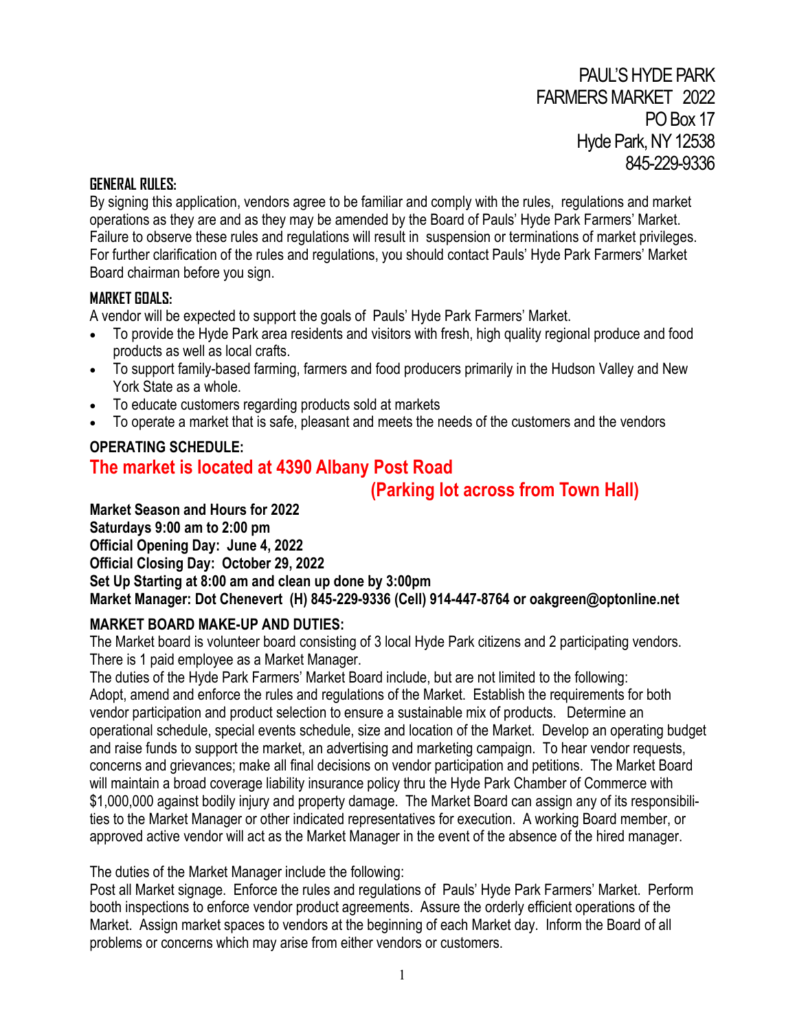PAUL'S HYDE PARK
FARMERS MARKET 2022
PO Box 17
Hyde Park, NY 12538
845-229-9336

## GENERAL RULES:

By signing this application, vendors agree to be familiar and comply with the rules, regulations and market operations as they are and as they may be amended by the Board of Pauls' Hyde Park Farmers' Market. Failure to observe these rules and regulations will result in suspension or terminations of market privileges. For further clarification of the rules and regulations, you should contact Pauls' Hyde Park Farmers' Market Board chairman before you sign.

## MARKET GOALS:

A vendor will be expected to support the goals of Pauls' Hyde Park Farmers' Market.

- To provide the Hyde Park area residents and visitors with fresh, high quality regional produce and food products as well as local crafts.
- To support family-based farming, farmers and food producers primarily in the Hudson Valley and New York State as a whole.
- To educate customers regarding products sold at markets
- To operate a market that is safe, pleasant and meets the needs of the customers and the vendors

## OPERATING SCHEDULE:

**The market is located at 4390 Albany Post Road**
**(Parking lot across from Town Hall)**

**Market Season and Hours for 2022**
**Saturdays 9:00 am to 2:00 pm**
**Official Opening Day: June 4, 2022**
**Official Closing Day: October 29, 2022**
**Set Up Starting at 8:00 am and clean up done by 3:00pm**
**Market Manager: Dot Chenevert (H) 845-229-9336 (Cell) 914-447-8764 or oakgreen@optonline.net**

## MARKET BOARD MAKE-UP AND DUTIES:

The Market board is volunteer board consisting of 3 local Hyde Park citizens and 2 participating vendors. There is 1 paid employee as a Market Manager.

The duties of the Hyde Park Farmers' Market Board include, but are not limited to the following: Adopt, amend and enforce the rules and regulations of the Market. Establish the requirements for both vendor participation and product selection to ensure a sustainable mix of products. Determine an operational schedule, special events schedule, size and location of the Market. Develop an operating budget and raise funds to support the market, an advertising and marketing campaign. To hear vendor requests, concerns and grievances; make all final decisions on vendor participation and petitions. The Market Board will maintain a broad coverage liability insurance policy thru the Hyde Park Chamber of Commerce with $1,000,000 against bodily injury and property damage. The Market Board can assign any of its responsibilities to the Market Manager or other indicated representatives for execution. A working Board member, or approved active vendor will act as the Market Manager in the event of the absence of the hired manager.

The duties of the Market Manager include the following:

Post all Market signage. Enforce the rules and regulations of Pauls' Hyde Park Farmers' Market. Perform booth inspections to enforce vendor product agreements. Assure the orderly efficient operations of the Market. Assign market spaces to vendors at the beginning of each Market day. Inform the Board of all problems or concerns which may arise from either vendors or customers.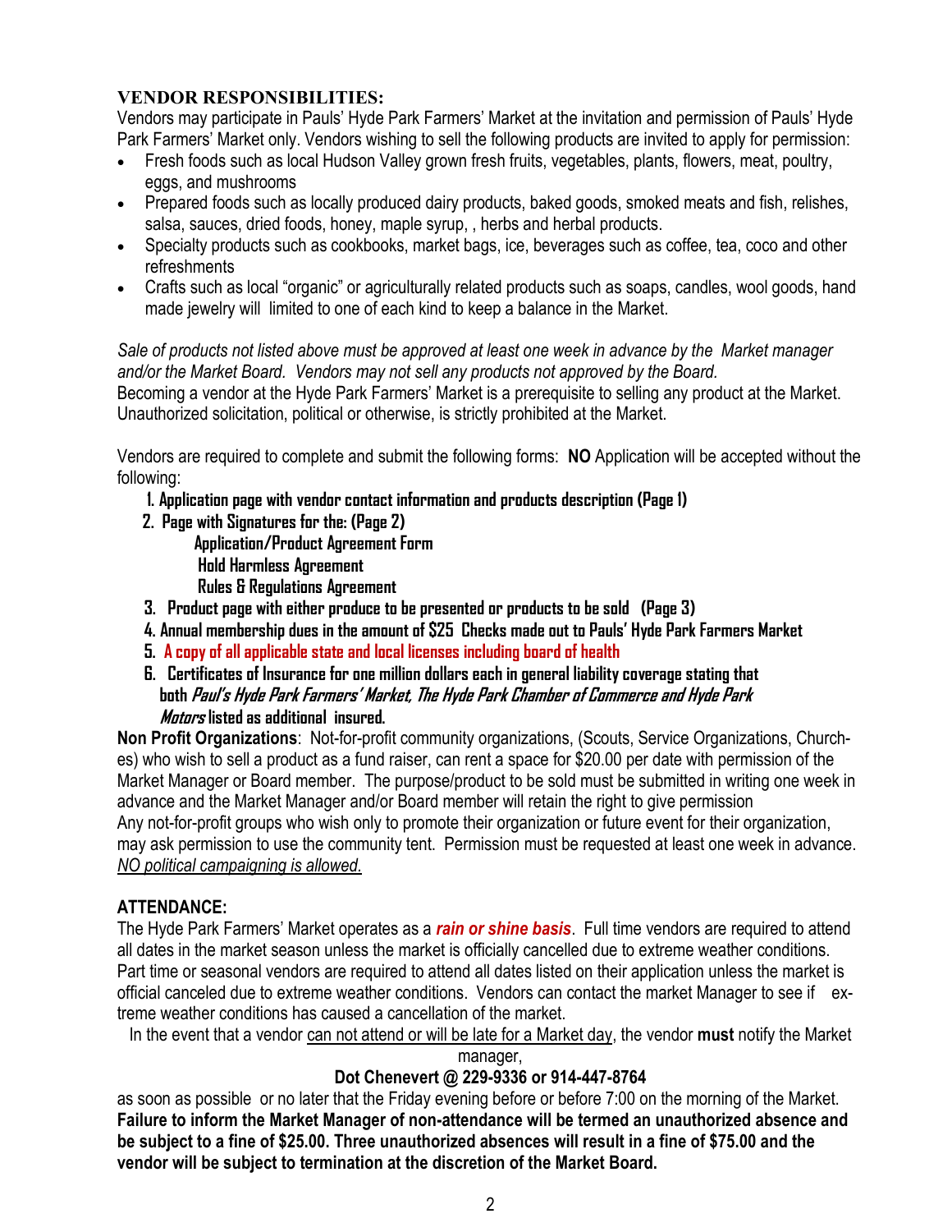## VENDOR RESPONSIBILITIES:

Vendors may participate in Pauls' Hyde Park Farmers' Market at the invitation and permission of Pauls' Hyde Park Farmers' Market only. Vendors wishing to sell the following products are invited to apply for permission:

- Fresh foods such as local Hudson Valley grown fresh fruits, vegetables, plants, flowers, meat, poultry, eggs, and mushrooms
- Prepared foods such as locally produced dairy products, baked goods, smoked meats and fish, relishes, salsa, sauces, dried foods, honey, maple syrup, , herbs and herbal products.
- Specialty products such as cookbooks, market bags, ice, beverages such as coffee, tea, coco and other refreshments
- Crafts such as local "organic" or agriculturally related products such as soaps, candles, wool goods, hand made jewelry will limited to one of each kind to keep a balance in the Market.

*Sale of products not listed above must be approved at least one week in advance by the Market manager and/or the Market Board. Vendors may not sell any products not approved by the Board.*
Becoming a vendor at the Hyde Park Farmers' Market is a prerequisite to selling any product at the Market. Unauthorized solicitation, political or otherwise, is strictly prohibited at the Market.

Vendors are required to complete and submit the following forms: **NO** Application will be accepted without the following:

1. **Application page with vendor contact information and products description (Page 1)**
2. **Page with Signatures for the: (Page 2)**
   **Application/Product Agreement Form**
   **Hold Harmless Agreement**
   **Rules & Regulations Agreement**
3. **Product page with either produce to be presented or products to be sold (Page 3)**
4. **Annual membership dues in the amount of $25 Checks made out to Pauls' Hyde Park Farmers Market**
5. **A copy of all applicable state and local licenses including board of health**
6. **Certificates of Insurance for one million dollars each in general liability coverage stating that both *Paul's Hyde Park Farmers' Market, The Hyde Park Chamber of Commerce and Hyde Park Motors* listed as additional insured.**

**Non Profit Organizations**: Not-for-profit community organizations, (Scouts, Service Organizations, Churches) who wish to sell a product as a fund raiser, can rent a space for $20.00 per date with permission of the Market Manager or Board member. The purpose/product to be sold must be submitted in writing one week in advance and the Market Manager and/or Board member will retain the right to give permission
Any not-for-profit groups who wish only to promote their organization or future event for their organization, may ask permission to use the community tent. Permission must be requested at least one week in advance. *NO political campaigning is allowed.*

## ATTENDANCE:

The Hyde Park Farmers' Market operates as a ***rain or shine basis***. Full time vendors are required to attend all dates in the market season unless the market is officially cancelled due to extreme weather conditions. Part time or seasonal vendors are required to attend all dates listed on their application unless the market is official canceled due to extreme weather conditions. Vendors can contact the market Manager to see if extreme weather conditions has caused a cancellation of the market.

In the event that a vendor can not attend or will be late for a Market day, the vendor **must** notify the Market manager,

**Dot Chenevert @ 229-9336 or 914-447-8764**

as soon as possible or no later that the Friday evening before or before 7:00 on the morning of the Market. **Failure to inform the Market Manager of non-attendance will be termed an unauthorized absence and be subject to a fine of $25.00. Three unauthorized absences will result in a fine of $75.00 and the vendor will be subject to termination at the discretion of the Market Board.**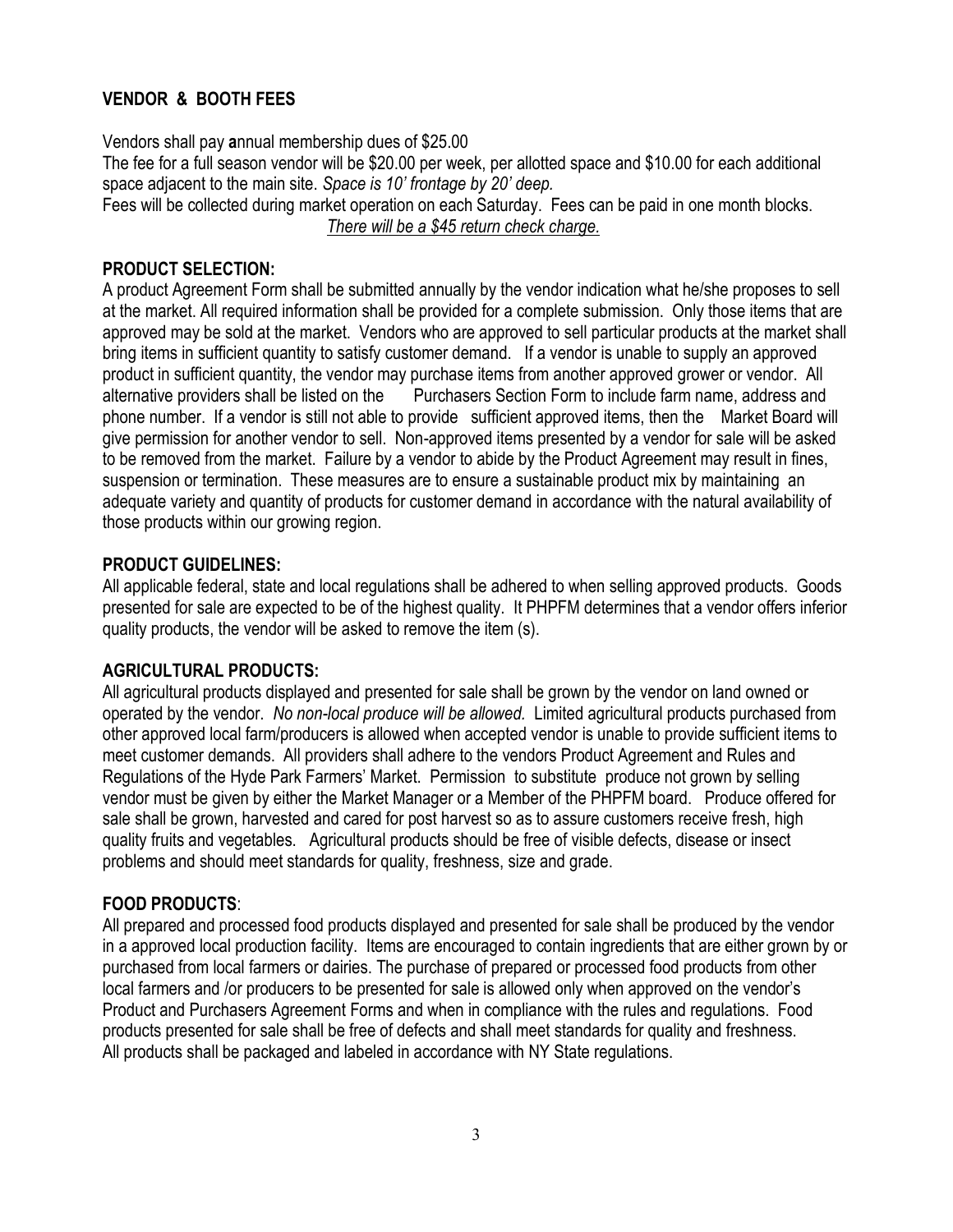## VENDOR & BOOTH FEES

Vendors shall pay **a**nnual membership dues of $25.00

The fee for a full season vendor will be $20.00 per week, per allotted space and $10.00 for each additional space adjacent to the main site. *Space is 10' frontage by 20' deep.*

Fees will be collected during market operation on each Saturday. Fees can be paid in one month blocks.

*There will be a $45 return check charge.*

## PRODUCT SELECTION:

A product Agreement Form shall be submitted annually by the vendor indication what he/she proposes to sell at the market. All required information shall be provided for a complete submission. Only those items that are approved may be sold at the market. Vendors who are approved to sell particular products at the market shall bring items in sufficient quantity to satisfy customer demand. If a vendor is unable to supply an approved product in sufficient quantity, the vendor may purchase items from another approved grower or vendor. All alternative providers shall be listed on the Purchasers Section Form to include farm name, address and phone number. If a vendor is still not able to provide sufficient approved items, then the Market Board will give permission for another vendor to sell. Non-approved items presented by a vendor for sale will be asked to be removed from the market. Failure by a vendor to abide by the Product Agreement may result in fines, suspension or termination. These measures are to ensure a sustainable product mix by maintaining an adequate variety and quantity of products for customer demand in accordance with the natural availability of those products within our growing region.

## PRODUCT GUIDELINES:

All applicable federal, state and local regulations shall be adhered to when selling approved products. Goods presented for sale are expected to be of the highest quality. It PHPFM determines that a vendor offers inferior quality products, the vendor will be asked to remove the item (s).

## AGRICULTURAL PRODUCTS:

All agricultural products displayed and presented for sale shall be grown by the vendor on land owned or operated by the vendor. *No non-local produce will be allowed.* Limited agricultural products purchased from other approved local farm/producers is allowed when accepted vendor is unable to provide sufficient items to meet customer demands. All providers shall adhere to the vendors Product Agreement and Rules and Regulations of the Hyde Park Farmers' Market. Permission to substitute produce not grown by selling vendor must be given by either the Market Manager or a Member of the PHPFM board. Produce offered for sale shall be grown, harvested and cared for post harvest so as to assure customers receive fresh, high quality fruits and vegetables. Agricultural products should be free of visible defects, disease or insect problems and should meet standards for quality, freshness, size and grade.

## FOOD PRODUCTS:

All prepared and processed food products displayed and presented for sale shall be produced by the vendor in a approved local production facility. Items are encouraged to contain ingredients that are either grown by or purchased from local farmers or dairies. The purchase of prepared or processed food products from other local farmers and /or producers to be presented for sale is allowed only when approved on the vendor's Product and Purchasers Agreement Forms and when in compliance with the rules and regulations. Food products presented for sale shall be free of defects and shall meet standards for quality and freshness.
All products shall be packaged and labeled in accordance with NY State regulations.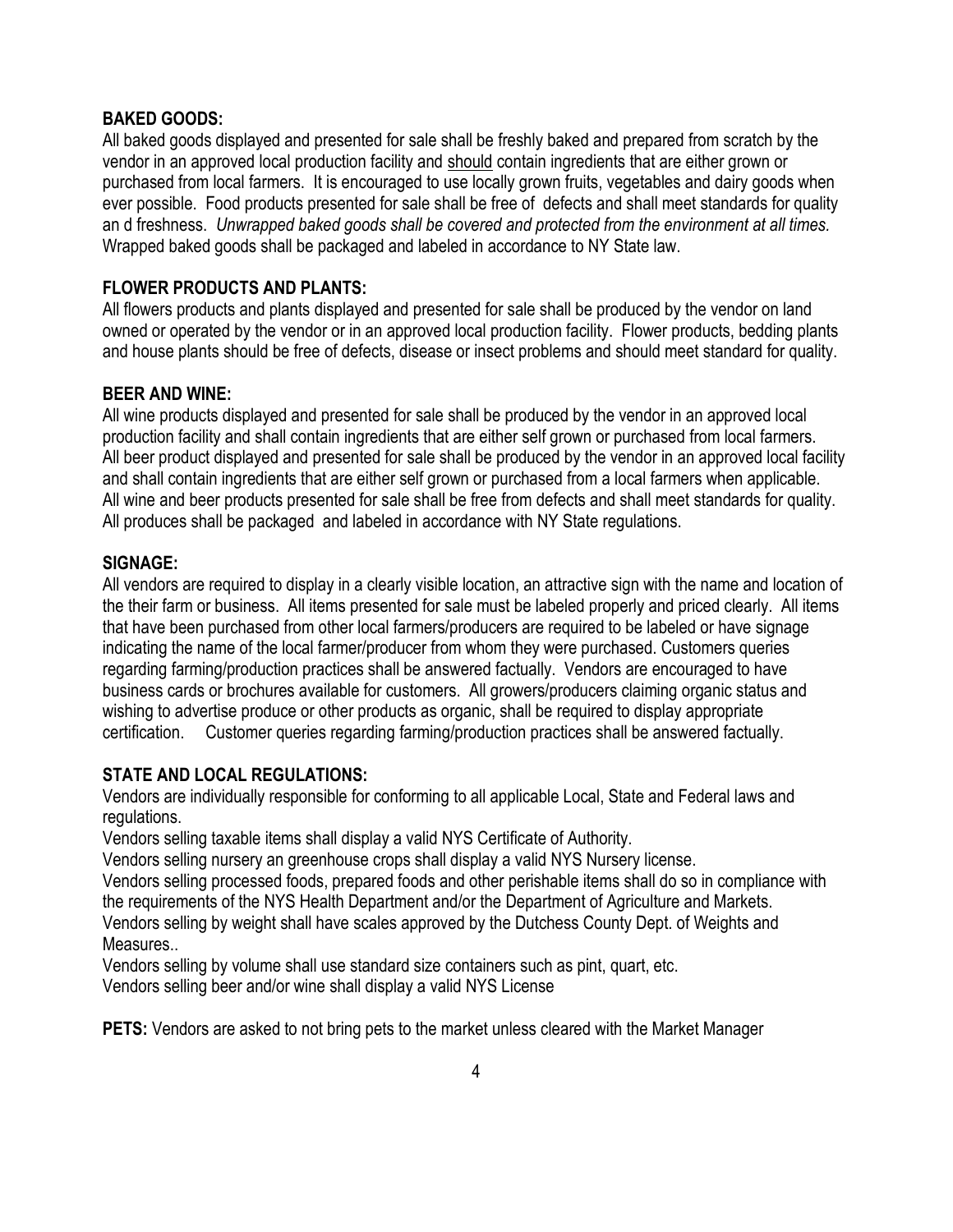**BAKED GOODS:**

All baked goods displayed and presented for sale shall be freshly baked and prepared from scratch by the vendor in an approved local production facility and <u>should</u> contain ingredients that are either grown or purchased from local farmers. It is encouraged to use locally grown fruits, vegetables and dairy goods when ever possible. Food products presented for sale shall be free of defects and shall meet standards for quality an d freshness. *Unwrapped baked goods shall be covered and protected from the environment at all times.* Wrapped baked goods shall be packaged and labeled in accordance to NY State law.

**FLOWER PRODUCTS AND PLANTS:**

All flowers products and plants displayed and presented for sale shall be produced by the vendor on land owned or operated by the vendor or in an approved local production facility. Flower products, bedding plants and house plants should be free of defects, disease or insect problems and should meet standard for quality.

**BEER AND WINE:**

All wine products displayed and presented for sale shall be produced by the vendor in an approved local production facility and shall contain ingredients that are either self grown or purchased from local farmers. All beer product displayed and presented for sale shall be produced by the vendor in an approved local facility and shall contain ingredients that are either self grown or purchased from a local farmers when applicable. All wine and beer products presented for sale shall be free from defects and shall meet standards for quality. All produces shall be packaged and labeled in accordance with NY State regulations.

**SIGNAGE:**

All vendors are required to display in a clearly visible location, an attractive sign with the name and location of the their farm or business. All items presented for sale must be labeled properly and priced clearly. All items that have been purchased from other local farmers/producers are required to be labeled or have signage indicating the name of the local farmer/producer from whom they were purchased. Customers queries regarding farming/production practices shall be answered factually. Vendors are encouraged to have business cards or brochures available for customers. All growers/producers claiming organic status and wishing to advertise produce or other products as organic, shall be required to display appropriate certification. Customer queries regarding farming/production practices shall be answered factually.

**STATE AND LOCAL REGULATIONS:**

Vendors are individually responsible for conforming to all applicable Local, State and Federal laws and regulations.

Vendors selling taxable items shall display a valid NYS Certificate of Authority.

Vendors selling nursery an greenhouse crops shall display a valid NYS Nursery license.

Vendors selling processed foods, prepared foods and other perishable items shall do so in compliance with the requirements of the NYS Health Department and/or the Department of Agriculture and Markets.

Vendors selling by weight shall have scales approved by the Dutchess County Dept. of Weights and Measures..

Vendors selling by volume shall use standard size containers such as pint, quart, etc.

Vendors selling beer and/or wine shall display a valid NYS License

**PETS:** Vendors are asked to not bring pets to the market unless cleared with the Market Manager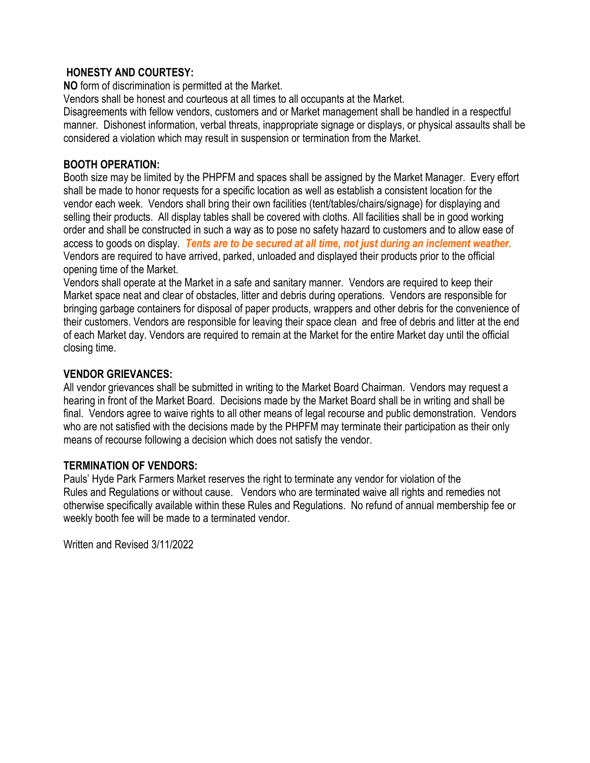**HONESTY AND COURTESY:**

**NO** form of discrimination is permitted at the Market.

Vendors shall be honest and courteous at all times to all occupants at the Market.

Disagreements with fellow vendors, customers and or Market management shall be handled in a respectful manner. Dishonest information, verbal threats, inappropriate signage or displays, or physical assaults shall be considered a violation which may result in suspension or termination from the Market.

**BOOTH OPERATION:**

Booth size may be limited by the PHPFM and spaces shall be assigned by the Market Manager. Every effort shall be made to honor requests for a specific location as well as establish a consistent location for the vendor each week. Vendors shall bring their own facilities (tent/tables/chairs/signage) for displaying and selling their products. All display tables shall be covered with cloths. All facilities shall be in good working order and shall be constructed in such a way as to pose no safety hazard to customers and to allow ease of access to goods on display. ***Tents are to be secured at all time, not just during an inclement weather.*** Vendors are required to have arrived, parked, unloaded and displayed their products prior to the official opening time of the Market.

Vendors shall operate at the Market in a safe and sanitary manner. Vendors are required to keep their Market space neat and clear of obstacles, litter and debris during operations. Vendors are responsible for bringing garbage containers for disposal of paper products, wrappers and other debris for the convenience of their customers. Vendors are responsible for leaving their space clean and free of debris and litter at the end of each Market day. Vendors are required to remain at the Market for the entire Market day until the official closing time.

**VENDOR GRIEVANCES:**

All vendor grievances shall be submitted in writing to the Market Board Chairman. Vendors may request a hearing in front of the Market Board. Decisions made by the Market Board shall be in writing and shall be final. Vendors agree to waive rights to all other means of legal recourse and public demonstration. Vendors who are not satisfied with the decisions made by the PHPFM may terminate their participation as their only means of recourse following a decision which does not satisfy the vendor.

**TERMINATION OF VENDORS:**

Pauls' Hyde Park Farmers Market reserves the right to terminate any vendor for violation of the Rules and Regulations or without cause. Vendors who are terminated waive all rights and remedies not otherwise specifically available within these Rules and Regulations. No refund of annual membership fee or weekly booth fee will be made to a terminated vendor.

Written and Revised 3/11/2022